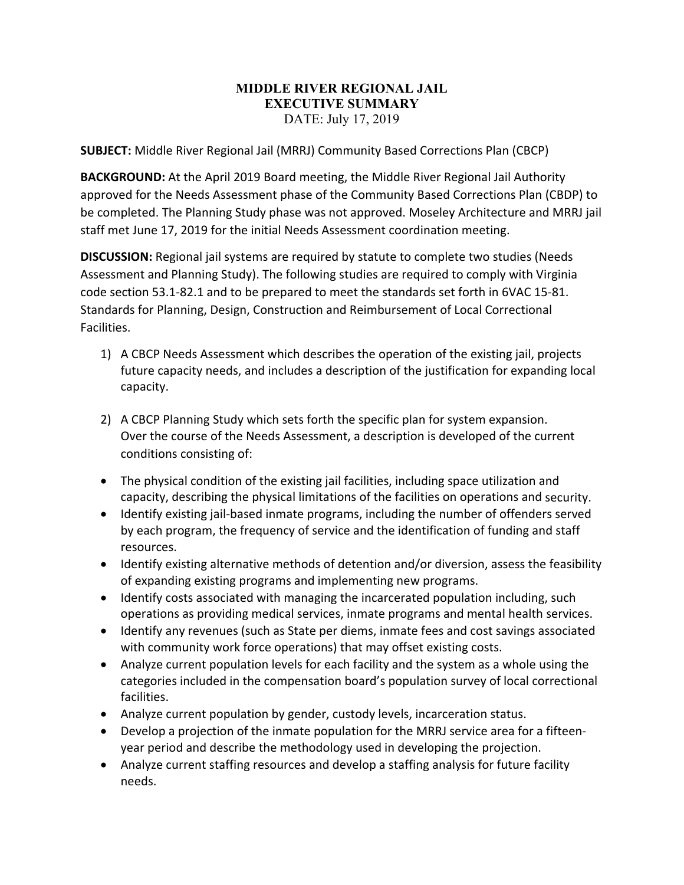# MIDDLE RIVER REGIONAL JAIL
## EXECUTIVE SUMMARY
DATE: July 17, 2019

**SUBJECT:** Middle River Regional Jail (MRRJ) Community Based Corrections Plan (CBCP)

**BACKGROUND:** At the April 2019 Board meeting, the Middle River Regional Jail Authority approved for the Needs Assessment phase of the Community Based Corrections Plan (CBDP) to be completed. The Planning Study phase was not approved. Moseley Architecture and MRRJ jail staff met June 17, 2019 for the initial Needs Assessment coordination meeting.

**DISCUSSION:** Regional jail systems are required by statute to complete two studies (Needs Assessment and Planning Study). The following studies are required to comply with Virginia code section 53.1-82.1 and to be prepared to meet the standards set forth in 6VAC 15-81. Standards for Planning, Design, Construction and Reimbursement of Local Correctional Facilities.

1) A CBCP Needs Assessment which describes the operation of the existing jail, projects future capacity needs, and includes a description of the justification for expanding local capacity.

2) A CBCP Planning Study which sets forth the specific plan for system expansion. Over the course of the Needs Assessment, a description is developed of the current conditions consisting of:

- The physical condition of the existing jail facilities, including space utilization and capacity, describing the physical limitations of the facilities on operations and security.
- Identify existing jail-based inmate programs, including the number of offenders served by each program, the frequency of service and the identification of funding and staff resources.
- Identify existing alternative methods of detention and/or diversion, assess the feasibility of expanding existing programs and implementing new programs.
- Identify costs associated with managing the incarcerated population including, such operations as providing medical services, inmate programs and mental health services.
- Identify any revenues (such as State per diems, inmate fees and cost savings associated with community work force operations) that may offset existing costs.
- Analyze current population levels for each facility and the system as a whole using the categories included in the compensation board's population survey of local correctional facilities.
- Analyze current population by gender, custody levels, incarceration status.
- Develop a projection of the inmate population for the MRRJ service area for a fifteen-year period and describe the methodology used in developing the projection.
- Analyze current staffing resources and develop a staffing analysis for future facility needs.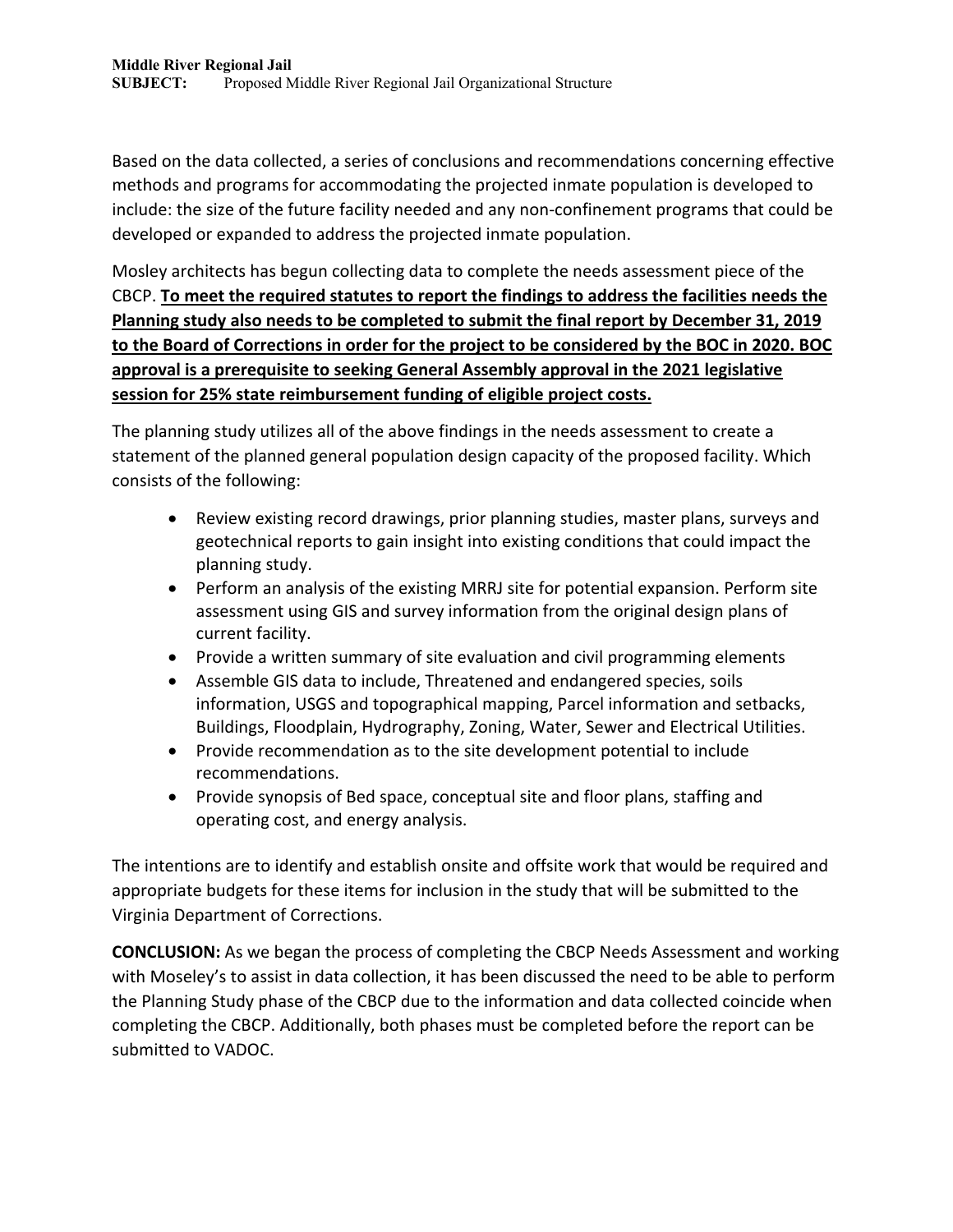Based on the data collected, a series of conclusions and recommendations concerning effective methods and programs for accommodating the projected inmate population is developed to include: the size of the future facility needed and any non-confinement programs that could be developed or expanded to address the projected inmate population.

Mosley architects has begun collecting data to complete the needs assessment piece of the CBCP. **To meet the required statutes to report the findings to address the facilities needs the Planning study also needs to be completed to submit the final report by December 31, 2019 to the Board of Corrections in order for the project to be considered by the BOC in 2020. BOC approval is a prerequisite to seeking General Assembly approval in the 2021 legislative session for 25% state reimbursement funding of eligible project costs.**

The planning study utilizes all of the above findings in the needs assessment to create a statement of the planned general population design capacity of the proposed facility. Which consists of the following:

- Review existing record drawings, prior planning studies, master plans, surveys and geotechnical reports to gain insight into existing conditions that could impact the planning study.
- Perform an analysis of the existing MRRJ site for potential expansion. Perform site assessment using GIS and survey information from the original design plans of current facility.
- Provide a written summary of site evaluation and civil programming elements
- Assemble GIS data to include, Threatened and endangered species, soils information, USGS and topographical mapping, Parcel information and setbacks, Buildings, Floodplain, Hydrography, Zoning, Water, Sewer and Electrical Utilities.
- Provide recommendation as to the site development potential to include recommendations.
- Provide synopsis of Bed space, conceptual site and floor plans, staffing and operating cost, and energy analysis.

The intentions are to identify and establish onsite and offsite work that would be required and appropriate budgets for these items for inclusion in the study that will be submitted to the Virginia Department of Corrections.

**CONCLUSION:** As we began the process of completing the CBCP Needs Assessment and working with Moseley's to assist in data collection, it has been discussed the need to be able to perform the Planning Study phase of the CBCP due to the information and data collected coincide when completing the CBCP. Additionally, both phases must be completed before the report can be submitted to VADOC.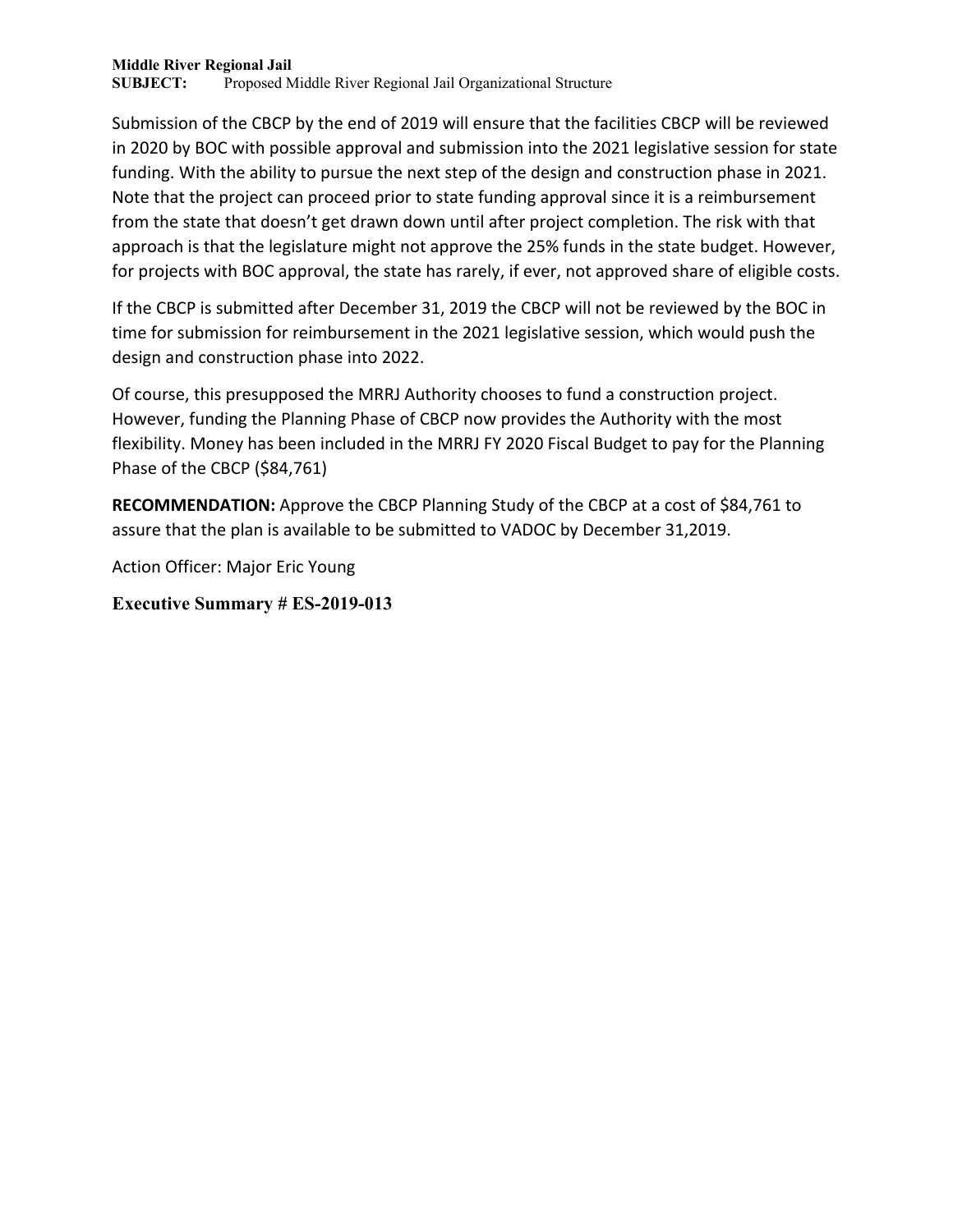Submission of the CBCP by the end of 2019 will ensure that the facilities CBCP will be reviewed in 2020 by BOC with possible approval and submission into the 2021 legislative session for state funding. With the ability to pursue the next step of the design and construction phase in 2021. Note that the project can proceed prior to state funding approval since it is a reimbursement from the state that doesn't get drawn down until after project completion. The risk with that approach is that the legislature might not approve the 25% funds in the state budget. However, for projects with BOC approval, the state has rarely, if ever, not approved share of eligible costs.

If the CBCP is submitted after December 31, 2019 the CBCP will not be reviewed by the BOC in time for submission for reimbursement in the 2021 legislative session, which would push the design and construction phase into 2022.

Of course, this presupposed the MRRJ Authority chooses to fund a construction project. However, funding the Planning Phase of CBCP now provides the Authority with the most flexibility. Money has been included in the MRRJ FY 2020 Fiscal Budget to pay for the Planning Phase of the CBCP ($84,761)

**RECOMMENDATION:** Approve the CBCP Planning Study of the CBCP at a cost of $84,761 to assure that the plan is available to be submitted to VADOC by December 31,2019.

Action Officer: Major Eric Young

**Executive Summary # ES-2019-013**